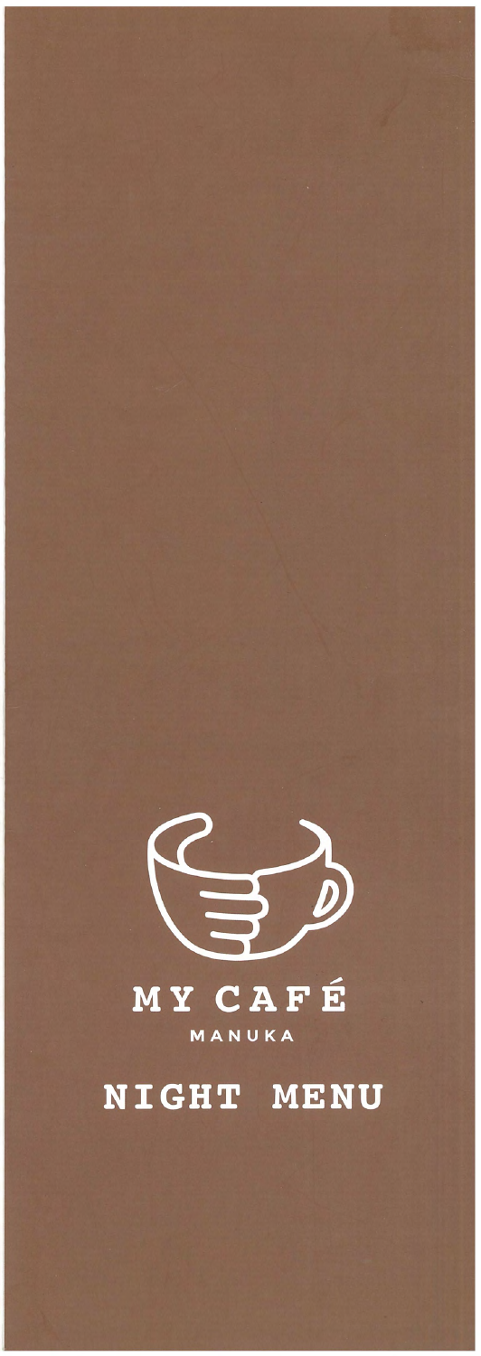# MY CAFÉ

MANUKA

## NIGHT MENU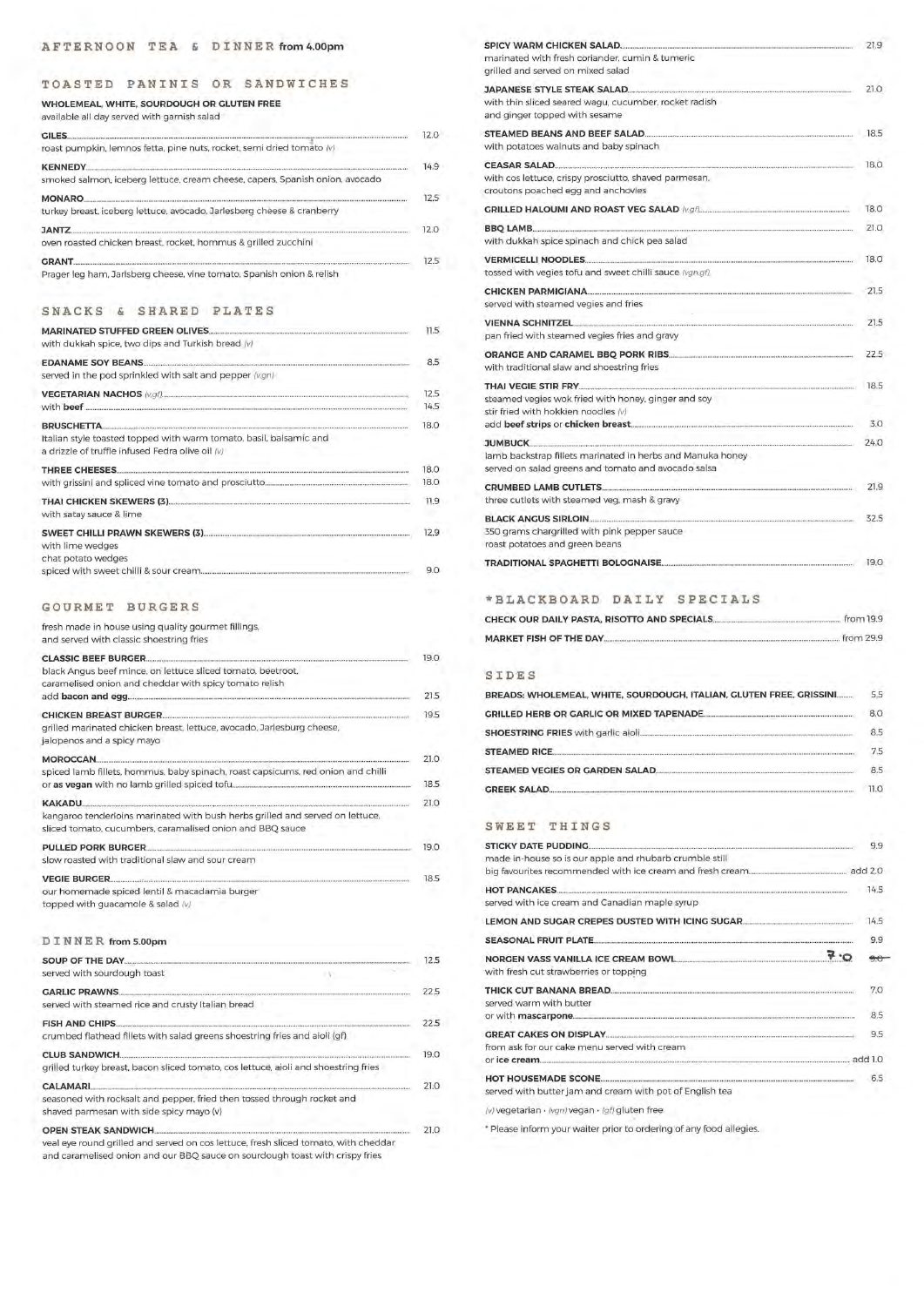## AFTERNOON TEA & DINNER from 4.00pm

### TOASTED PANINIS OR SANDWICHES

**WHOLEMEAL, WHITE, SOURDOUGH OR GLUTEN FREE**
available all day served with garnish salad

**GILES** 12.0
roast pumpkin, lemnos fetta, pine nuts, rocket, semi dried tomato (v)

**KENNEDY** 14.9
smoked salmon, iceberg lettuce, cream cheese, capers, Spanish onion, avocado

**MONARO** 12.5
turkey breast, iceberg lettuce, avocado, Jarlesberg cheese & cranberry

**JANTZ** 12.0
oven roasted chicken breast, rocket, hommus & grilled zucchini

**GRANT** 12.5
Prager leg ham, Jarlsberg cheese, vine tomato, Spanish onion & relish

### SNACKS & SHARED PLATES

**MARINATED STUFFED GREEN OLIVES** 11.5
with dukkah spice, two dips and Turkish bread (v)

**EDANAME SOY BEANS** 8.5
served in the pod sprinkled with salt and pepper (vgn)

**VEGETARIAN NACHOS** (vgf) 12.5
with **beef** 14.5

**BRUSCHETTA** 18.0
Italian style toasted topped with warm tomato, basil, balsamic and a drizzle of truffle infused Fedra olive oil (v)

**THREE CHEESES** 18.0
with grissini and spliced vine tomato and prosciutto 18.0

**THAI CHICKEN SKEWERS (3)** 11.9
with satay sauce & lime

**SWEET CHILLI PRAWN SKEWERS (3)** 12.9
with lime wedges
chat potato wedges
spiced with sweet chilli & sour cream 9.0

### GOURMET BURGERS

fresh made in house using quality gourmet fillings, and served with classic shoestring fries

**CLASSIC BEEF BURGER** 19.0
black Angus beef mince, on lettuce sliced tomato, beetroot, caramelised onion and cheddar with spicy tomato relish
add **bacon and egg** 21.5

**CHICKEN BREAST BURGER** 19.5
grilled marinated chicken breast, lettuce, avocado, Jarlesburg cheese, jalopenos and a spicy mayo

**MOROCCAN** 21.0
spiced lamb fillets, hommus, baby spinach, roast capsicums, red onion and chilli
or **as vegan** with no lamb grilled spiced tofu 18.5

**KAKADU** 21.0
kangaroo tenderloins marinated with bush herbs grilled and served on lettuce, sliced tomato, cucumbers, caramalised onion and BBQ sauce

**PULLED PORK BURGER** 19.0
slow roasted with traditional slaw and sour cream

**VEGIE BURGER** 18.5
our homemade spiced lentil & macadamia burger topped with guacamole & salad (v)

### DINNER from 5.00pm

**SOUP OF THE DAY** 12.5
served with sourdough toast

**GARLIC PRAWNS** 22.5
served with steamed rice and crusty Italian bread

**FISH AND CHIPS** 22.5
crumbed flathead fillets with salad greens shoestring fries and aioli (gf)

**CLUB SANDWICH** 19.0
grilled turkey breast, bacon sliced tomato, cos lettuce, aioli and shoestring fries

**CALAMARI** 21.0
seasoned with rocksalt and pepper, fried then tossed through rocket and shaved parmesan with side spicy mayo (v)

**OPEN STEAK SANDWICH** 21.0
veal eye round grilled and served on cos lettuce, fresh sliced tomato, with cheddar and caramelised onion and our BBQ sauce on sourdough toast with crispy fries

**SPICY WARM CHICKEN SALAD** 21.9
marinated with fresh coriander, cumin & tumeric grilled and served on mixed salad

**JAPANESE STYLE STEAK SALAD** 21.0
with thin sliced seared wagu, cucumber, rocket radish and ginger topped with sesame

**STEAMED BEANS AND BEEF SALAD** 18.5
with potatoes walnuts and baby spinach

**CEASAR SALAD** 18.0
with cos lettuce, crispy prosciutto, shaved parmesan, croutons poached egg and anchovies

**GRILLED HALOUMI AND ROAST VEG SALAD** (v,gf) 18.0

**BBQ LAMB** 21.0
with dukkah spice spinach and chick pea salad

**VERMICELLI NOODLES** 18.0
tossed with vegies tofu and sweet chilli sauce (vgn,gf)

**CHICKEN PARMIGIANA** 21.5
served with steamed vegies and fries

**VIENNA SCHNITZEL** 21.5
pan fried with steamed vegies fries and gravy

**ORANGE AND CARAMEL BBQ PORK RIBS** 22.5
with traditional slaw and shoestring fries

**THAI VEGIE STIR FRY** 18.5
steamed vegies wok fried with honey, ginger and soy stir fried with hokkien noodles (v)
add **beef strips** or **chicken breast** 3.0

**JUMBUCK** 24.0
lamb backstrap fillets marinated in herbs and Manuka honey served on salad greens and tomato and avocado salsa

**CRUMBED LAMB CUTLETS** 21.9
three cutlets with steamed veg, mash & gravy

**BLACK ANGUS SIRLOIN** 32.5
350 grams chargrilled with pink pepper sauce roast potatoes and green beans

**TRADITIONAL SPAGHETTI BOLOGNAISE** 19.0

### *BLACKBOARD DAILY SPECIALS

**CHECK OUR DAILY PASTA, RISOTTO AND SPECIALS** from 19.9

**MARKET FISH OF THE DAY** from 29.9

### SIDES

**BREADS: WHOLEMEAL, WHITE, SOURDOUGH, ITALIAN, GLUTEN FREE, GRISSINI** 5.5

**GRILLED HERB OR GARLIC OR MIXED TAPENADE** 8.0

**SHOESTRING FRIES** with garlic aioli 8.5

**STEAMED RICE** 7.5

**STEAMED VEGIES OR GARDEN SALAD** 8.5

**GREEK SALAD** 11.0

### SWEET THINGS

**STICKY DATE PUDDING** 9.9
made in-house so is our apple and rhubarb crumble still big favourites recommended with ice cream and fresh cream add 2.0

**HOT PANCAKES** 14.5
served with ice cream and Canadian maple syrup

**LEMON AND SUGAR CREPES DUSTED WITH ICING SUGAR** 14.5

**SEASONAL FRUIT PLATE** 9.9

**NORGEN VASS VANILLA ICE CREAM BOWL** 7.0 ~~9.0~~
with fresh cut strawberries or topping

**THICK CUT BANANA BREAD** 7.0
served warm with butter
or with **mascarpone** 8.5

**GREAT CAKES ON DISPLAY** 9.5
from ask for our cake menu served with cream
or **ice cream** add 1.0

**HOT HOUSEMADE SCONE** 6.5
served with butter jam and cream with pot of English tea

(v) vegetarian · (vgn) vegan · (gf) gluten free

* Please inform your waiter prior to ordering of any food allegies.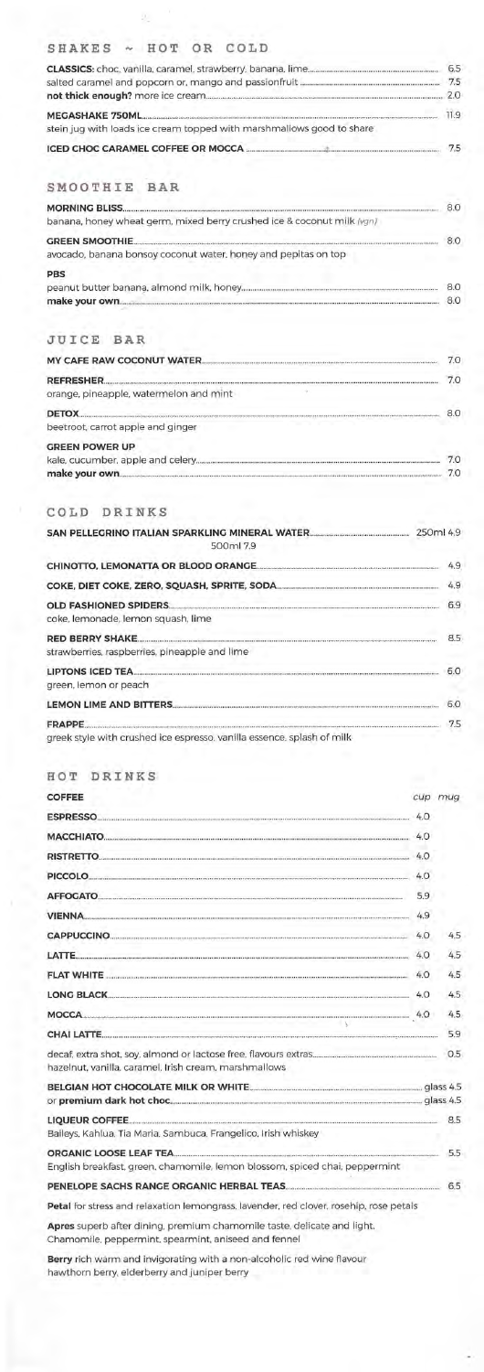## SHAKES ~ HOT OR COLD

**CLASSICS:** choc, vanilla, caramel, strawberry, banana, lime ........ 6.5
salted caramel and popcorn or, mango and passionfruit ........ 7.5
**not thick enough?** more ice cream ........ 2.0

**MEGASHAKE 750ML** ........ 11.9
stein jug with loads ice cream topped with marshmallows good to share

**ICED CHOC CARAMEL COFFEE OR MOCCA** ........ 7.5

## SMOOTHIE BAR

**MORNING BLISS** ........ 8.0
banana, honey wheat germ, mixed berry crushed ice & coconut milk *(vgn)*

**GREEN SMOOTHIE** ........ 8.0
avocado, banana bonsoy coconut water, honey and pepitas on top

**PBS**
peanut butter banana, almond milk, honey ........ 8.0
**make your own** ........ 8.0

## JUICE BAR

**MY CAFE RAW COCONUT WATER** ........ 7.0

**REFRESHER** ........ 7.0
orange, pineapple, watermelon and mint

**DETOX** ........ 8.0
beetroot, carrot apple and ginger

**GREEN POWER UP**
kale, cucumber, apple and celery ........ 7.0
**make your own** ........ 7.0

## COLD DRINKS

**SAN PELLEGRINO ITALIAN SPARKLING MINERAL WATER** ........ 250ml 4.9
500ml 7.9

**CHINOTTO, LEMONATTA OR BLOOD ORANGE** ........ 4.9

**COKE, DIET COKE, ZERO, SQUASH, SPRITE, SODA** ........ 4.9

**OLD FASHIONED SPIDERS** ........ 6.9
coke, lemonade, lemon squash, lime

**RED BERRY SHAKE** ........ 8.5
strawberries, raspberries, pineapple and lime

**LIPTONS ICED TEA** ........ 6.0
green, lemon or peach

**LEMON LIME AND BITTERS** ........ 6.0

**FRAPPE** ........ 7.5
greek style with crushed ice espresso, vanilla essence, splash of milk

## HOT DRINKS

| COFFEE | cup | mug |
|---|---|---|
| **ESPRESSO** | 4.0 | |
| **MACCHIATO** | 4.0 | |
| **RISTRETTO** | 4.0 | |
| **PICCOLO** | 4.0 | |
| **AFFOGATO** | 5.9 | |
| **VIENNA** | 4.9 | |
| **CAPPUCCINO** | 4.0 | 4.5 |
| **LATTE** | 4.0 | 4.5 |
| **FLAT WHITE** | 4.0 | 4.5 |
| **LONG BLACK** | 4.0 | 4.5 |
| **MOCCA** | 4.0 | 4.5 |
| **CHAI LATTE** | | 5.9 |

decaf, extra shot, soy, almond or lactose free, flavours extras ........ 0.5
hazelnut, vanilla, caramel, Irish cream, marshmallows

**BELGIAN HOT CHOCOLATE MILK OR WHITE** ........ glass 4.5
or **premium dark hot choc** ........ glass 4.5

**LIQUEUR COFFEE** ........ 8.5
Baileys, Kahlua, Tia Maria, Sambuca, Frangelico, Irish whiskey

**ORGANIC LOOSE LEAF TEA** ........ 5.5
English breakfast, green, chamomile, lemon blossom, spiced chai, peppermint

**PENELOPE SACHS RANGE ORGANIC HERBAL TEAS** ........ 6.5

**Petal** for stress and relaxation lemongrass, lavender, red clover, rosehip, rose petals

**Apres** superb after dining, premium chamomile taste, delicate and light.
Chamomile, peppermint, spearmint, aniseed and fennel

**Berry** rich warm and invigorating with a non-alcoholic red wine flavour
hawthorn berry, elderberry and juniper berry